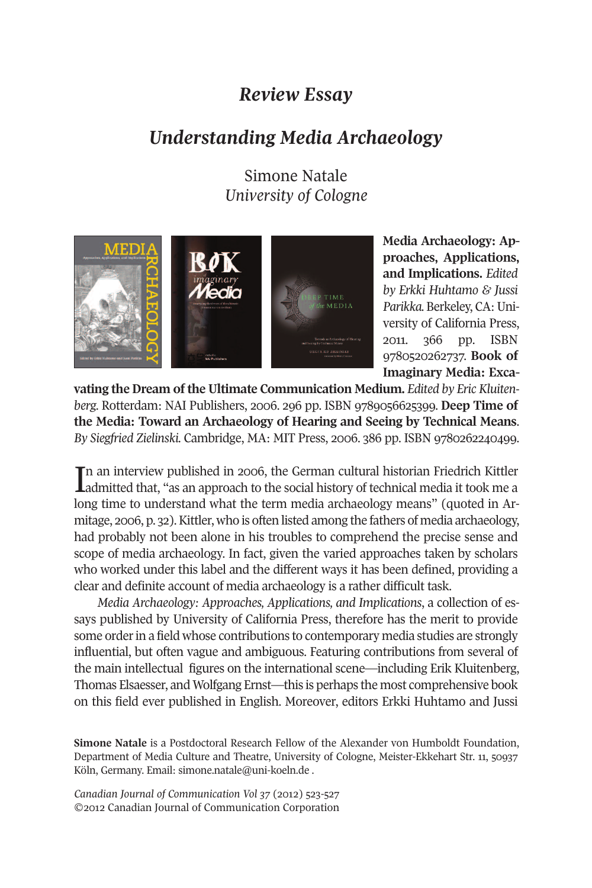# *Review Essay*

## *Understanding Media Archaeology*

Simone Natale
*University of Cologne*

**Media Archaeology: Approaches, Applications, and Implications.** *Edited by Erkki Huhtamo & Jussi Parikka.* Berkeley, CA: University of California Press, 2011. 366 pp. ISBN 9780520262737. **Book of Imaginary Media: Excavating the Dream of the Ultimate Communication Medium.** *Edited by Eric Kluitenberg.* Rotterdam: NAI Publishers, 2006. 296 pp. ISBN 9789056625399. **Deep Time of the Media: Toward an Archaeology of Hearing and Seeing by Technical Means**. *By Siegfried Zielinski.* Cambridge, MA: MIT Press, 2006. 386 pp. ISBN 9780262240499.

In an interview published in 2006, the German cultural historian Friedrich Kittler admitted that, "as an approach to the social history of technical media it took me a long time to understand what the term media archaeology means" (quoted in Armitage, 2006, p. 32). Kittler, who is often listed among the fathers of media archaeology, had probably not been alone in his troubles to comprehend the precise sense and scope of media archaeology. In fact, given the varied approaches taken by scholars who worked under this label and the different ways it has been defined, providing a clear and definite account of media archaeology is a rather difficult task.

*Media Archaeology: Approaches, Applications, and Implications*, a collection of essays published by University of California Press, therefore has the merit to provide some order in a field whose contributions to contemporary media studies are strongly influential, but often vague and ambiguous. Featuring contributions from several of the main intellectual figures on the international scene—including Erik Kluitenberg, Thomas Elsaesser, and Wolfgang Ernst—this is perhaps the most comprehensive book on this field ever published in English. Moreover, editors Erkki Huhtamo and Jussi

**Simone Natale** is a Postdoctoral Research Fellow of the Alexander von Humboldt Foundation, Department of Media Culture and Theatre, University of Cologne, Meister-Ekkehart Str. 11, 50937 Köln, Germany. Email: simone.natale@uni-koeln.de .

*Canadian Journal of Communication Vol 37* (2012) 523-527
©2012 Canadian Journal of Communication Corporation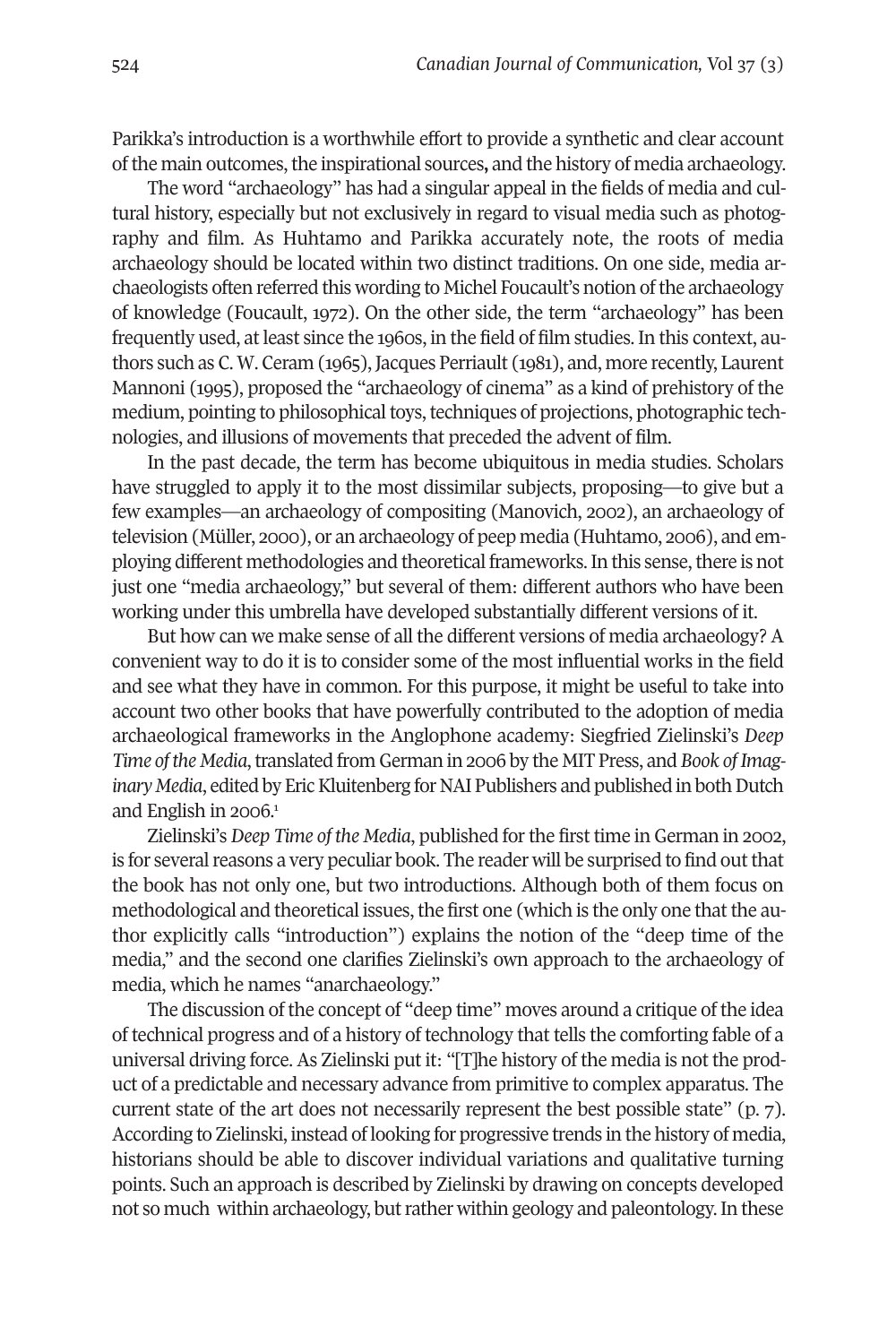Parikka's introduction is a worthwhile effort to provide a synthetic and clear account of the main outcomes, the inspirational sources, and the history of media archaeology.

The word "archaeology" has had a singular appeal in the fields of media and cultural history, especially but not exclusively in regard to visual media such as photography and film. As Huhtamo and Parikka accurately note, the roots of media archaeology should be located within two distinct traditions. On one side, media archaeologists often referred this wording to Michel Foucault's notion of the archaeology of knowledge (Foucault, 1972). On the other side, the term "archaeology" has been frequently used, at least since the 1960s, in the field of film studies. In this context, authors such as C. W. Ceram (1965), Jacques Perriault (1981), and, more recently, Laurent Mannoni (1995), proposed the "archaeology of cinema" as a kind of prehistory of the medium, pointing to philosophical toys, techniques of projections, photographic technologies, and illusions of movements that preceded the advent of film.

In the past decade, the term has become ubiquitous in media studies. Scholars have struggled to apply it to the most dissimilar subjects, proposing—to give but a few examples—an archaeology of compositing (Manovich, 2002), an archaeology of television (Müller, 2000), or an archaeology of peep media (Huhtamo, 2006), and employing different methodologies and theoretical frameworks. In this sense, there is not just one "media archaeology," but several of them: different authors who have been working under this umbrella have developed substantially different versions of it.

But how can we make sense of all the different versions of media archaeology? A convenient way to do it is to consider some of the most influential works in the field and see what they have in common. For this purpose, it might be useful to take into account two other books that have powerfully contributed to the adoption of media archaeological frameworks in the Anglophone academy: Siegfried Zielinski's *Deep Time of the Media*, translated from German in 2006 by the MIT Press, and *Book of Imaginary Media*, edited by Eric Kluitenberg for NAI Publishers and published in both Dutch and English in 2006.[1]

Zielinski's *Deep Time of the Media*, published for the first time in German in 2002, is for several reasons a very peculiar book. The reader will be surprised to find out that the book has not only one, but two introductions. Although both of them focus on methodological and theoretical issues, the first one (which is the only one that the author explicitly calls "introduction") explains the notion of the "deep time of the media," and the second one clarifies Zielinski's own approach to the archaeology of media, which he names "anarchaeology."

The discussion of the concept of "deep time" moves around a critique of the idea of technical progress and of a history of technology that tells the comforting fable of a universal driving force. As Zielinski put it: "[T]he history of the media is not the product of a predictable and necessary advance from primitive to complex apparatus. The current state of the art does not necessarily represent the best possible state" (p. 7). According to Zielinski, instead of looking for progressive trends in the history of media, historians should be able to discover individual variations and qualitative turning points. Such an approach is described by Zielinski by drawing on concepts developed not so much within archaeology, but rather within geology and paleontology. In these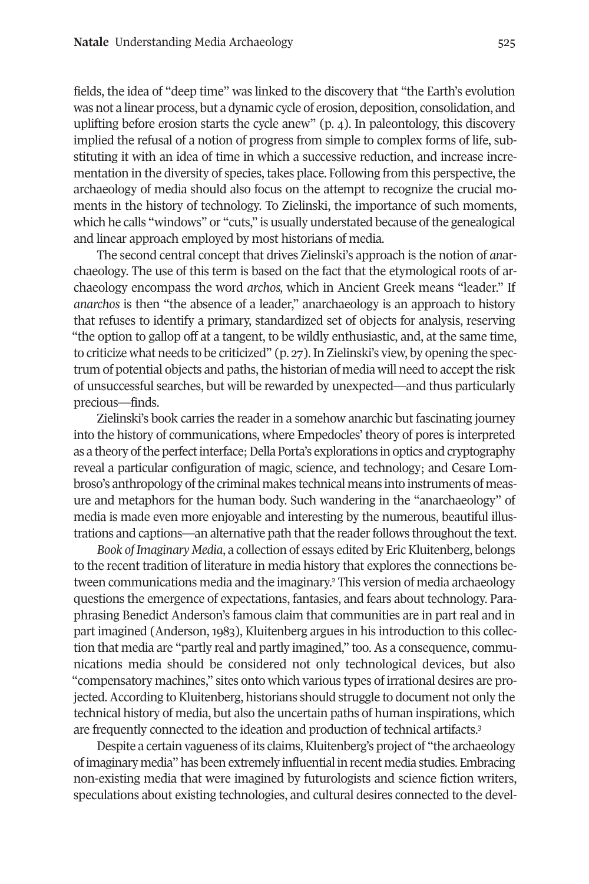fields, the idea of "deep time" was linked to the discovery that "the Earth's evolution was not a linear process, but a dynamic cycle of erosion, deposition, consolidation, and uplifting before erosion starts the cycle anew" (p. 4). In paleontology, this discovery implied the refusal of a notion of progress from simple to complex forms of life, substituting it with an idea of time in which a successive reduction, and increase incrementation in the diversity of species, takes place. Following from this perspective, the archaeology of media should also focus on the attempt to recognize the crucial moments in the history of technology. To Zielinski, the importance of such moments, which he calls "windows" or "cuts," is usually understated because of the genealogical and linear approach employed by most historians of media.

The second central concept that drives Zielinski's approach is the notion of *an*archaeology. The use of this term is based on the fact that the etymological roots of archaeology encompass the word *archos,* which in Ancient Greek means "leader." If *anarchos* is then "the absence of a leader," anarchaeology is an approach to history that refuses to identify a primary, standardized set of objects for analysis, reserving "the option to gallop off at a tangent, to be wildly enthusiastic, and, at the same time, to criticize what needs to be criticized" (p. 27). In Zielinski's view, by opening the spectrum of potential objects and paths, the historian of media will need to accept the risk of unsuccessful searches, but will be rewarded by unexpected—and thus particularly precious—finds.

Zielinski's book carries the reader in a somehow anarchic but fascinating journey into the history of communications, where Empedocles' theory of pores is interpreted as a theory of the perfect interface; Della Porta's explorations in optics and cryptography reveal a particular configuration of magic, science, and technology; and Cesare Lombroso's anthropology of the criminal makes technical means into instruments of measure and metaphors for the human body. Such wandering in the "anarchaeology" of media is made even more enjoyable and interesting by the numerous, beautiful illustrations and captions—an alternative path that the reader follows throughout the text.

*Book of Imaginary Media*, a collection of essays edited by Eric Kluitenberg, belongs to the recent tradition of literature in media history that explores the connections between communications media and the imaginary.[2] This version of media archaeology questions the emergence of expectations, fantasies, and fears about technology. Paraphrasing Benedict Anderson's famous claim that communities are in part real and in part imagined (Anderson, 1983), Kluitenberg argues in his introduction to this collection that media are "partly real and partly imagined," too. As a consequence, communications media should be considered not only technological devices, but also "compensatory machines," sites onto which various types of irrational desires are projected. According to Kluitenberg, historians should struggle to document not only the technical history of media, but also the uncertain paths of human inspirations, which are frequently connected to the ideation and production of technical artifacts.[3]

Despite a certain vagueness of its claims, Kluitenberg's project of "the archaeology of imaginary media" has been extremely influential in recent media studies. Embracing non-existing media that were imagined by futurologists and science fiction writers, speculations about existing technologies, and cultural desires connected to the devel-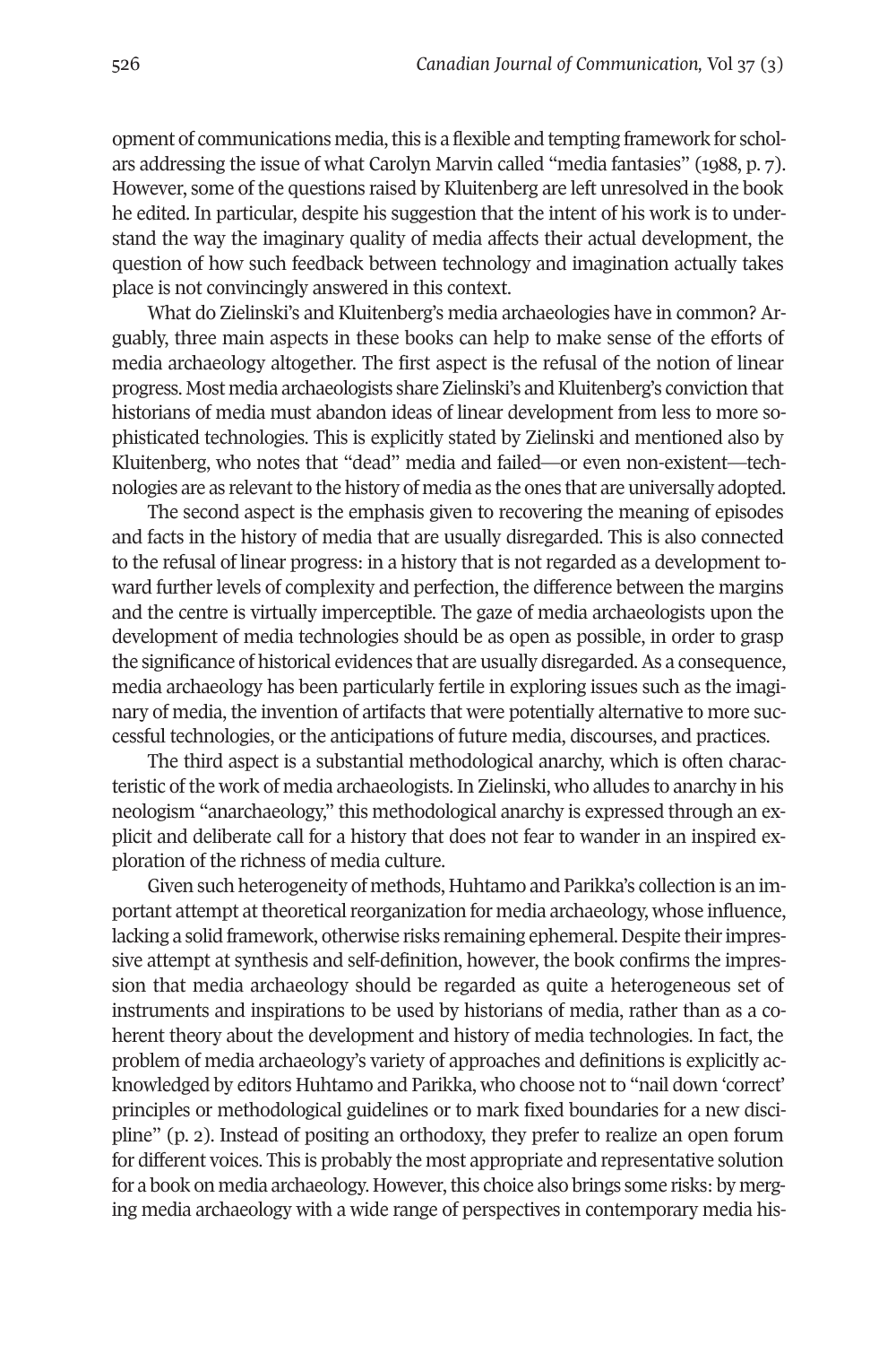opment of communications media, this is a flexible and tempting framework for scholars addressing the issue of what Carolyn Marvin called "media fantasies" (1988, p. 7). However, some of the questions raised by Kluitenberg are left unresolved in the book he edited. In particular, despite his suggestion that the intent of his work is to understand the way the imaginary quality of media affects their actual development, the question of how such feedback between technology and imagination actually takes place is not convincingly answered in this context.

What do Zielinski's and Kluitenberg's media archaeologies have in common? Arguably, three main aspects in these books can help to make sense of the efforts of media archaeology altogether. The first aspect is the refusal of the notion of linear progress. Most media archaeologists share Zielinski's and Kluitenberg's conviction that historians of media must abandon ideas of linear development from less to more sophisticated technologies. This is explicitly stated by Zielinski and mentioned also by Kluitenberg, who notes that "dead" media and failed—or even non-existent—technologies are as relevant to the history of media as the ones that are universally adopted.

The second aspect is the emphasis given to recovering the meaning of episodes and facts in the history of media that are usually disregarded. This is also connected to the refusal of linear progress: in a history that is not regarded as a development toward further levels of complexity and perfection, the difference between the margins and the centre is virtually imperceptible. The gaze of media archaeologists upon the development of media technologies should be as open as possible, in order to grasp the significance of historical evidences that are usually disregarded. As a consequence, media archaeology has been particularly fertile in exploring issues such as the imaginary of media, the invention of artifacts that were potentially alternative to more successful technologies, or the anticipations of future media, discourses, and practices.

The third aspect is a substantial methodological anarchy, which is often characteristic of the work of media archaeologists. In Zielinski, who alludes to anarchy in his neologism "anarchaeology," this methodological anarchy is expressed through an explicit and deliberate call for a history that does not fear to wander in an inspired exploration of the richness of media culture.

Given such heterogeneity of methods, Huhtamo and Parikka's collection is an important attempt at theoretical reorganization for media archaeology, whose influence, lacking a solid framework, otherwise risks remaining ephemeral. Despite their impressive attempt at synthesis and self-definition, however, the book confirms the impression that media archaeology should be regarded as quite a heterogeneous set of instruments and inspirations to be used by historians of media, rather than as a coherent theory about the development and history of media technologies. In fact, the problem of media archaeology's variety of approaches and definitions is explicitly acknowledged by editors Huhtamo and Parikka, who choose not to "nail down 'correct' principles or methodological guidelines or to mark fixed boundaries for a new discipline" (p. 2). Instead of positing an orthodoxy, they prefer to realize an open forum for different voices. This is probably the most appropriate and representative solution for a book on media archaeology. However, this choice also brings some risks: by merging media archaeology with a wide range of perspectives in contemporary media his-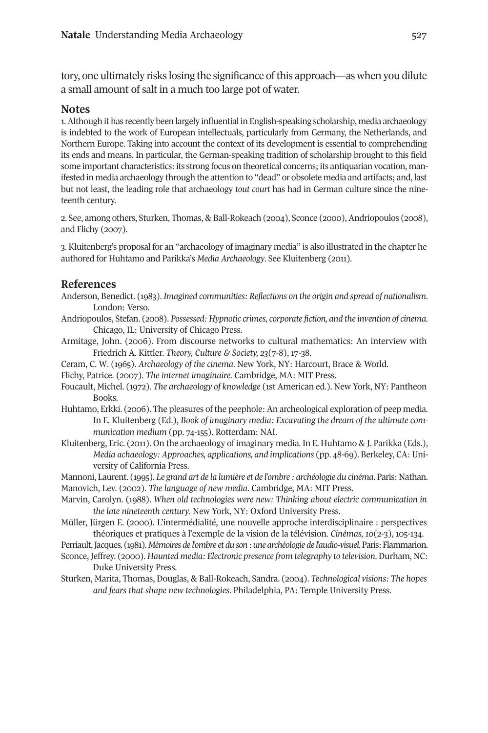tory, one ultimately risks losing the significance of this approach—as when you dilute a small amount of salt in a much too large pot of water.

## Notes

1. Although it has recently been largely influential in English-speaking scholarship, media archaeology is indebted to the work of European intellectuals, particularly from Germany, the Netherlands, and Northern Europe. Taking into account the context of its development is essential to comprehending its ends and means. In particular, the German-speaking tradition of scholarship brought to this field some important characteristics: its strong focus on theoretical concerns; its antiquarian vocation, manifested in media archaeology through the attention to "dead" or obsolete media and artifacts; and, last but not least, the leading role that archaeology *tout court* has had in German culture since the nineteenth century.

2. See, among others, Sturken, Thomas, & Ball-Rokeach (2004), Sconce (2000), Andriopoulos (2008), and Flichy (2007).

3. Kluitenberg's proposal for an "archaeology of imaginary media" is also illustrated in the chapter he authored for Huhtamo and Parikka's *Media Archaeology*. See Kluitenberg (2011).

## References

Anderson, Benedict. (1983). *Imagined communities: Reflections on the origin and spread of nationalism*. London: Verso.

Andriopoulos, Stefan. (2008). *Possessed: Hypnotic crimes, corporate fiction, and the invention of cinema*. Chicago, IL: University of Chicago Press.

Armitage, John. (2006). From discourse networks to cultural mathematics: An interview with Friedrich A. Kittler. *Theory, Culture & Society, 23*(7-8), 17-38.

Ceram, C. W. (1965). *Archaeology of the cinema*. New York, NY: Harcourt, Brace & World.

Flichy, Patrice. (2007). *The internet imaginaire*. Cambridge, MA: MIT Press.

Foucault, Michel. (1972). *The archaeology of knowledge* (1st American ed.). New York, NY: Pantheon Books.

Huhtamo, Erkki. (2006). The pleasures of the peephole: An archeological exploration of peep media. In E. Kluitenberg (Ed.), *Book of imaginary media: Excavating the dream of the ultimate communication medium* (pp. 74-155). Rotterdam: NAI.

Kluitenberg, Eric. (2011). On the archaeology of imaginary media. In E. Huhtamo & J. Parikka (Eds.), *Media achaeology: Approaches, applications, and implications* (pp. 48-69). Berkeley, CA: University of California Press.

Mannoni, Laurent. (1995). *Le grand art de la lumière et de l'ombre : archéologie du cinéma*. Paris: Nathan.

Manovich, Lev. (2002). *The language of new media*. Cambridge, MA: MIT Press.

Marvin, Carolyn. (1988). *When old technologies were new: Thinking about electric communication in the late nineteenth century*. New York, NY: Oxford University Press.

Müller, Jürgen E. (2000). L'intermédialité, une nouvelle approche interdisciplinaire : perspectives théoriques et pratiques à l'exemple de la vision de la télévision. *Cinémas, 10*(2-3), 105-134.

Perriault, Jacques. (1981). *Mémoires de l'ombre et du son : une archéologie de l'audio-visuel*. Paris: Flammarion.

Sconce, Jeffrey. (2000). *Haunted media: Electronic presence from telegraphy to television*. Durham, NC: Duke University Press.

Sturken, Marita, Thomas, Douglas, & Ball-Rokeach, Sandra. (2004). *Technological visions: The hopes and fears that shape new technologies*. Philadelphia, PA: Temple University Press.